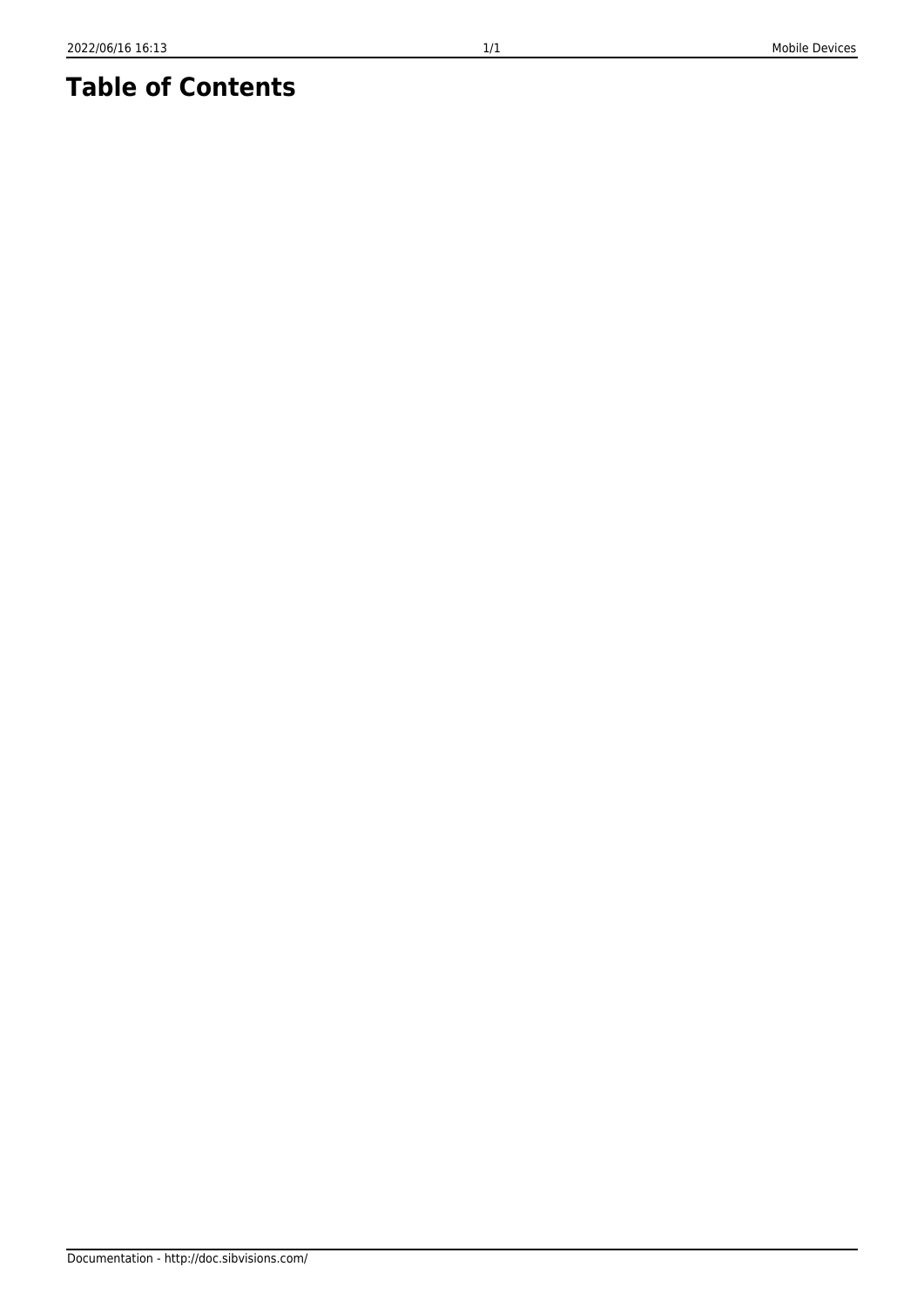# Table of Contents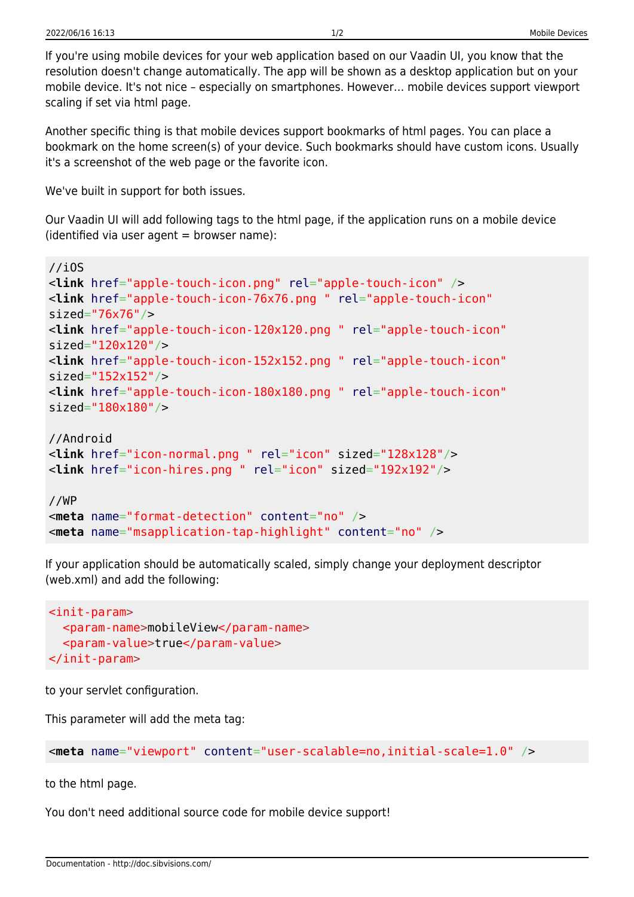If you're using mobile devices for your web application based on our Vaadin UI, you know that the resolution doesn't change automatically. The app will be shown as a desktop application but on your mobile device. It's not nice – especially on smartphones. However… mobile devices support viewport scaling if set via html page.

Another specific thing is that mobile devices support bookmarks of html pages. You can place a bookmark on the home screen(s) of your device. Such bookmarks should have custom icons. Usually it's a screenshot of the web page or the favorite icon.

We've built in support for both issues.

Our Vaadin UI will add following tags to the html page, if the application runs on a mobile device (identified via user agent = browser name):

```
//iOS
<link href="apple-touch-icon.png" rel="apple-touch-icon" />
<link href="apple-touch-icon-76x76.png " rel="apple-touch-icon"
sized="76x76"/>
<link href="apple-touch-icon-120x120.png " rel="apple-touch-icon"
sized="120x120"/>
<link href="apple-touch-icon-152x152.png " rel="apple-touch-icon"
sized="152x152"/>
<link href="apple-touch-icon-180x180.png " rel="apple-touch-icon"
sized="180x180"/>

//Android
<link href="icon-normal.png " rel="icon" sized="128x128"/>
<link href="icon-hires.png " rel="icon" sized="192x192"/>

//WP
<meta name="format-detection" content="no" />
<meta name="msapplication-tap-highlight" content="no" />
```

If your application should be automatically scaled, simply change your deployment descriptor (web.xml) and add the following:

```
<init-param>
  <param-name>mobileView</param-name>
  <param-value>true</param-value>
</init-param>
```

to your servlet configuration.

This parameter will add the meta tag:

```
<meta name="viewport" content="user-scalable=no,initial-scale=1.0" />
```

to the html page.

You don't need additional source code for mobile device support!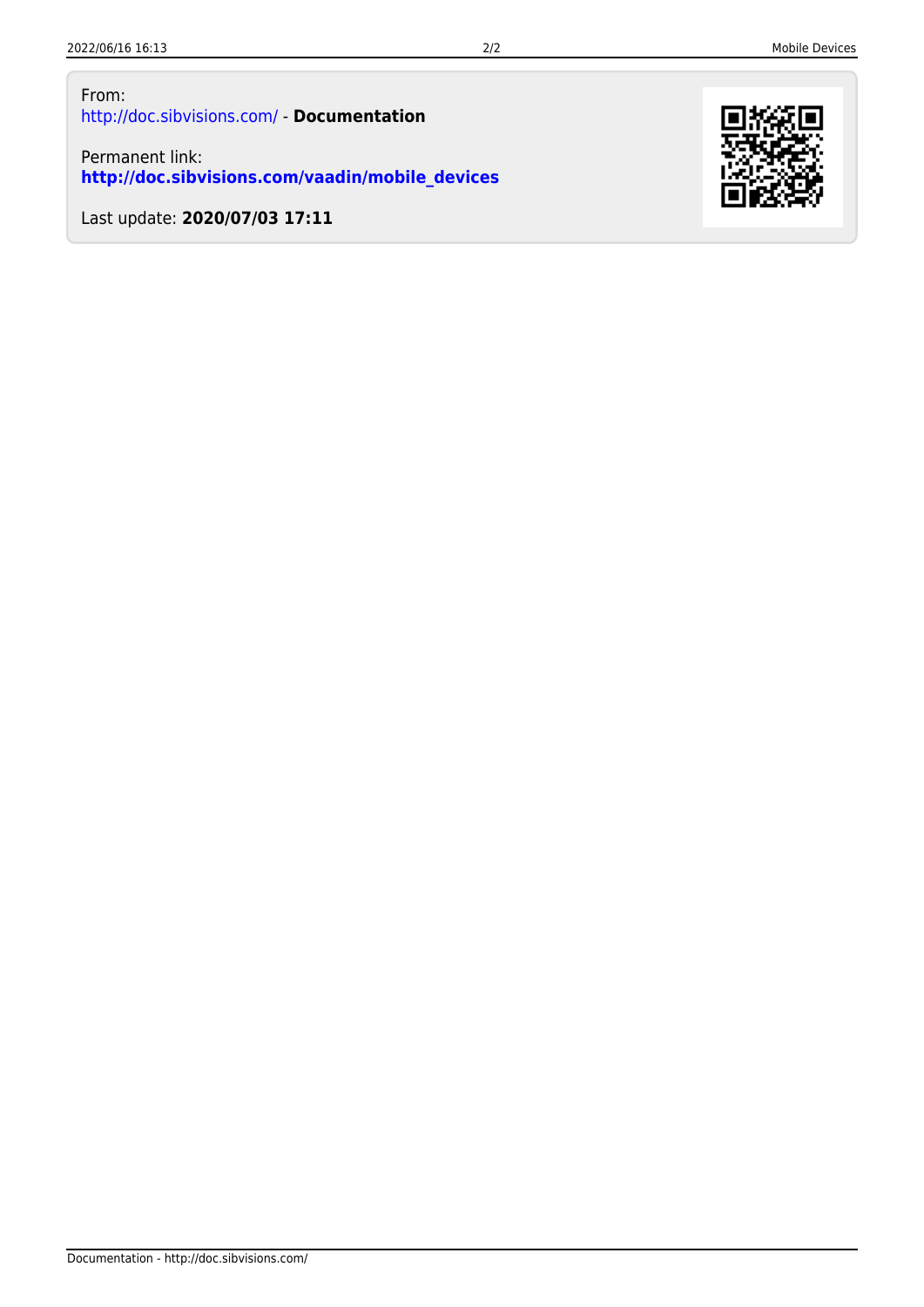From:
http://doc.sibvisions.com/ - **Documentation**

Permanent link:
**http://doc.sibvisions.com/vaadin/mobile_devices**

Last update: **2020/07/03 17:11**